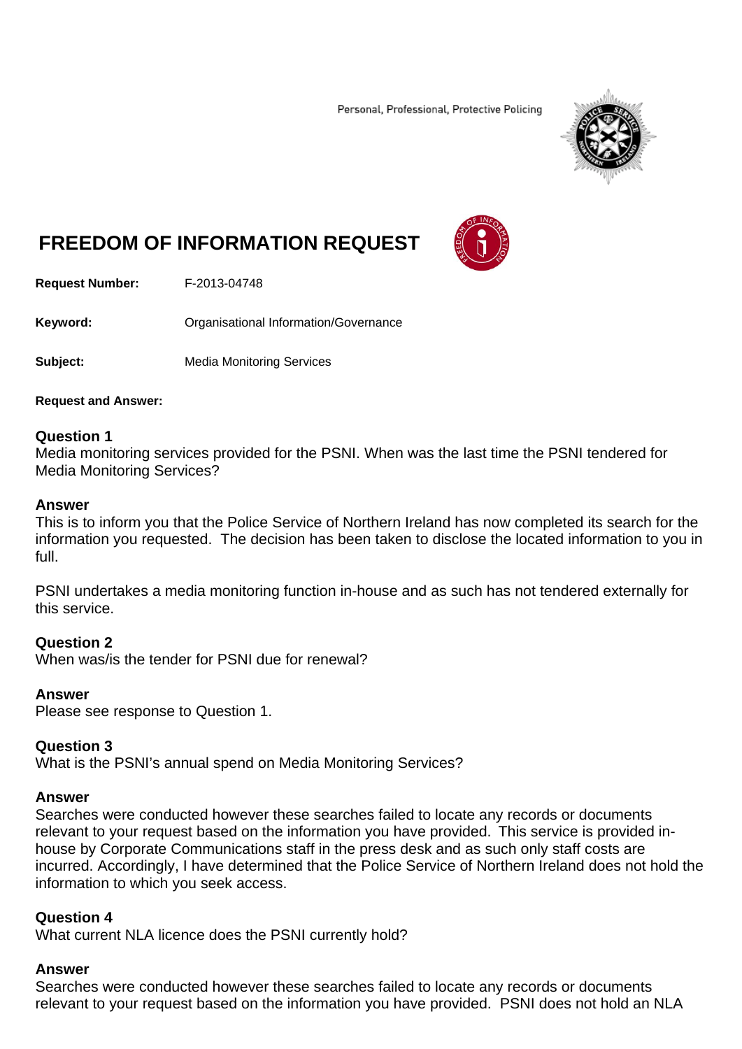Personal, Professional, Protective Policing

# FREEDOM OF INFORMATION REQUEST

**Request Number:** F-2013-04748

**Keyword:** Organisational Information/Governance

**Subject:** Media Monitoring Services

**Request and Answer:**

**Question 1**
Media monitoring services provided for the PSNI. When was the last time the PSNI tendered for Media Monitoring Services?

**Answer**
This is to inform you that the Police Service of Northern Ireland has now completed its search for the information you requested. The decision has been taken to disclose the located information to you in full.

PSNI undertakes a media monitoring function in-house and as such has not tendered externally for this service.

**Question 2**
When was/is the tender for PSNI due for renewal?

**Answer**
Please see response to Question 1.

**Question 3**
What is the PSNI's annual spend on Media Monitoring Services?

**Answer**
Searches were conducted however these searches failed to locate any records or documents relevant to your request based on the information you have provided. This service is provided in-house by Corporate Communications staff in the press desk and as such only staff costs are incurred. Accordingly, I have determined that the Police Service of Northern Ireland does not hold the information to which you seek access.

**Question 4**
What current NLA licence does the PSNI currently hold?

**Answer**
Searches were conducted however these searches failed to locate any records or documents relevant to your request based on the information you have provided. PSNI does not hold an NLA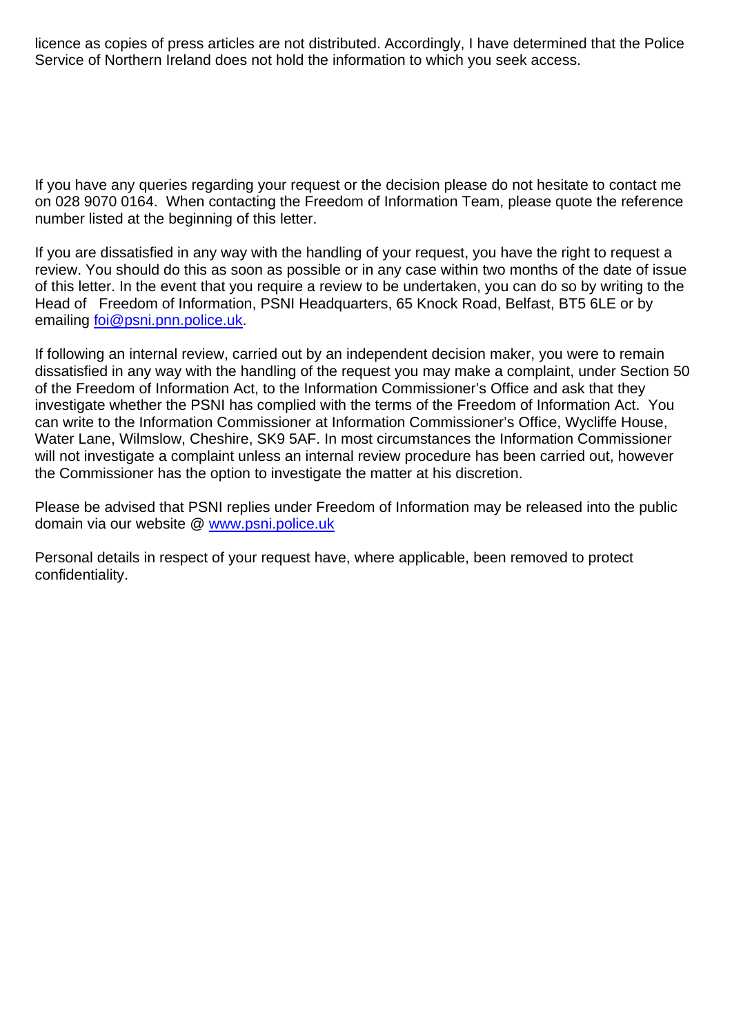licence as copies of press articles are not distributed. Accordingly, I have determined that the Police Service of Northern Ireland does not hold the information to which you seek access.

If you have any queries regarding your request or the decision please do not hesitate to contact me on 028 9070 0164. When contacting the Freedom of Information Team, please quote the reference number listed at the beginning of this letter.

If you are dissatisfied in any way with the handling of your request, you have the right to request a review. You should do this as soon as possible or in any case within two months of the date of issue of this letter. In the event that you require a review to be undertaken, you can do so by writing to the Head of Freedom of Information, PSNI Headquarters, 65 Knock Road, Belfast, BT5 6LE or by emailing [foi@psni.pnn.police.uk](mailto:foi@psni.pnn.police.uk).

If following an internal review, carried out by an independent decision maker, you were to remain dissatisfied in any way with the handling of the request you may make a complaint, under Section 50 of the Freedom of Information Act, to the Information Commissioner's Office and ask that they investigate whether the PSNI has complied with the terms of the Freedom of Information Act. You can write to the Information Commissioner at Information Commissioner's Office, Wycliffe House, Water Lane, Wilmslow, Cheshire, SK9 5AF. In most circumstances the Information Commissioner will not investigate a complaint unless an internal review procedure has been carried out, however the Commissioner has the option to investigate the matter at his discretion.

Please be advised that PSNI replies under Freedom of Information may be released into the public domain via our website @ [www.psni.police.uk](http://www.psni.police.uk)

Personal details in respect of your request have, where applicable, been removed to protect confidentiality.